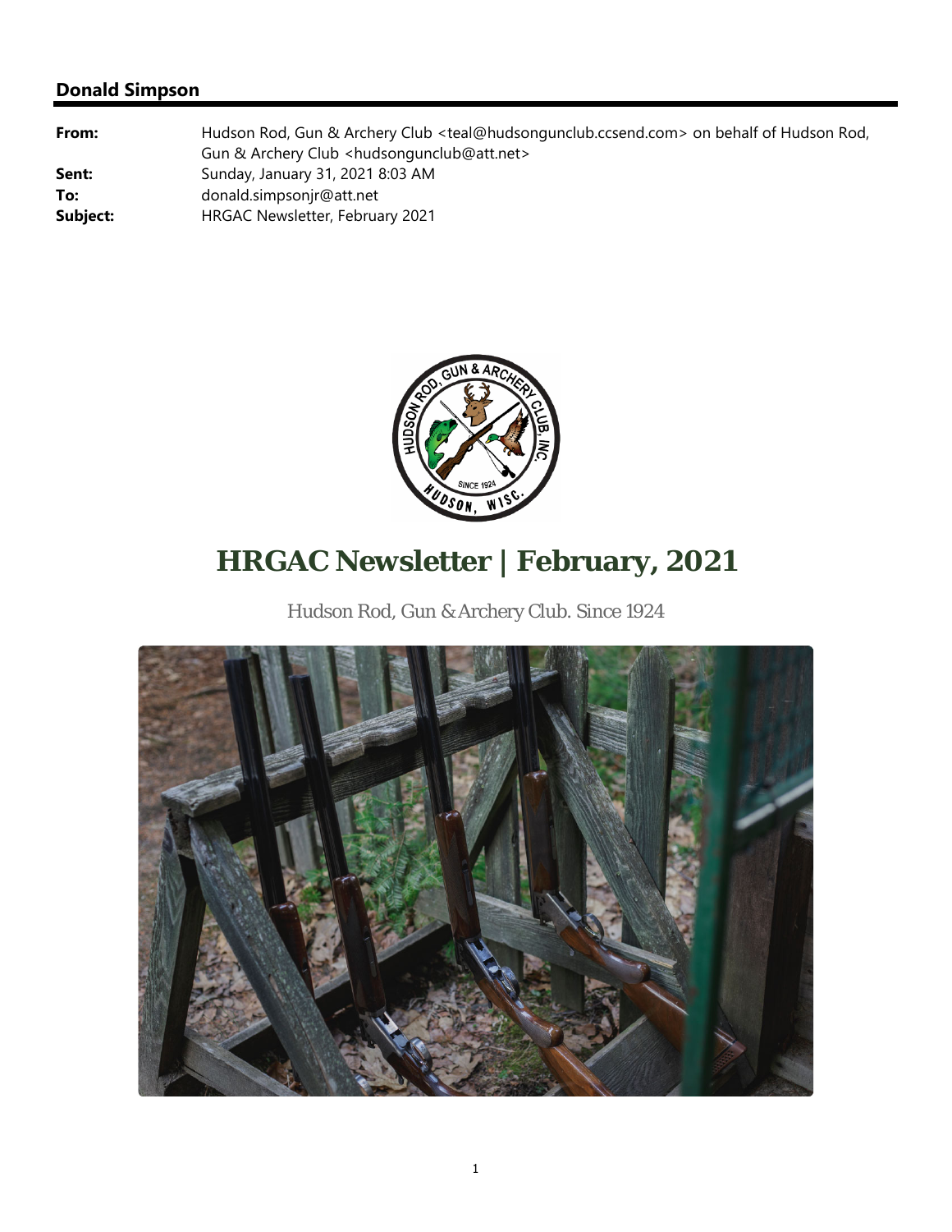**Donald Simpson**

| | |
|---|---|
| **From:** | Hudson Rod, Gun & Archery Club <teal@hudsongunclub.ccsend.com> on behalf of Hudson Rod, Gun & Archery Club <hudsongunclub@att.net> |
| **Sent:** | Sunday, January 31, 2021 8:03 AM |
| **To:** | donald.simpsonjr@att.net |
| **Subject:** | HRGAC Newsletter, February 2021 |

# HRGAC Newsletter | February, 2021

Hudson Rod, Gun & Archery Club. Since 1924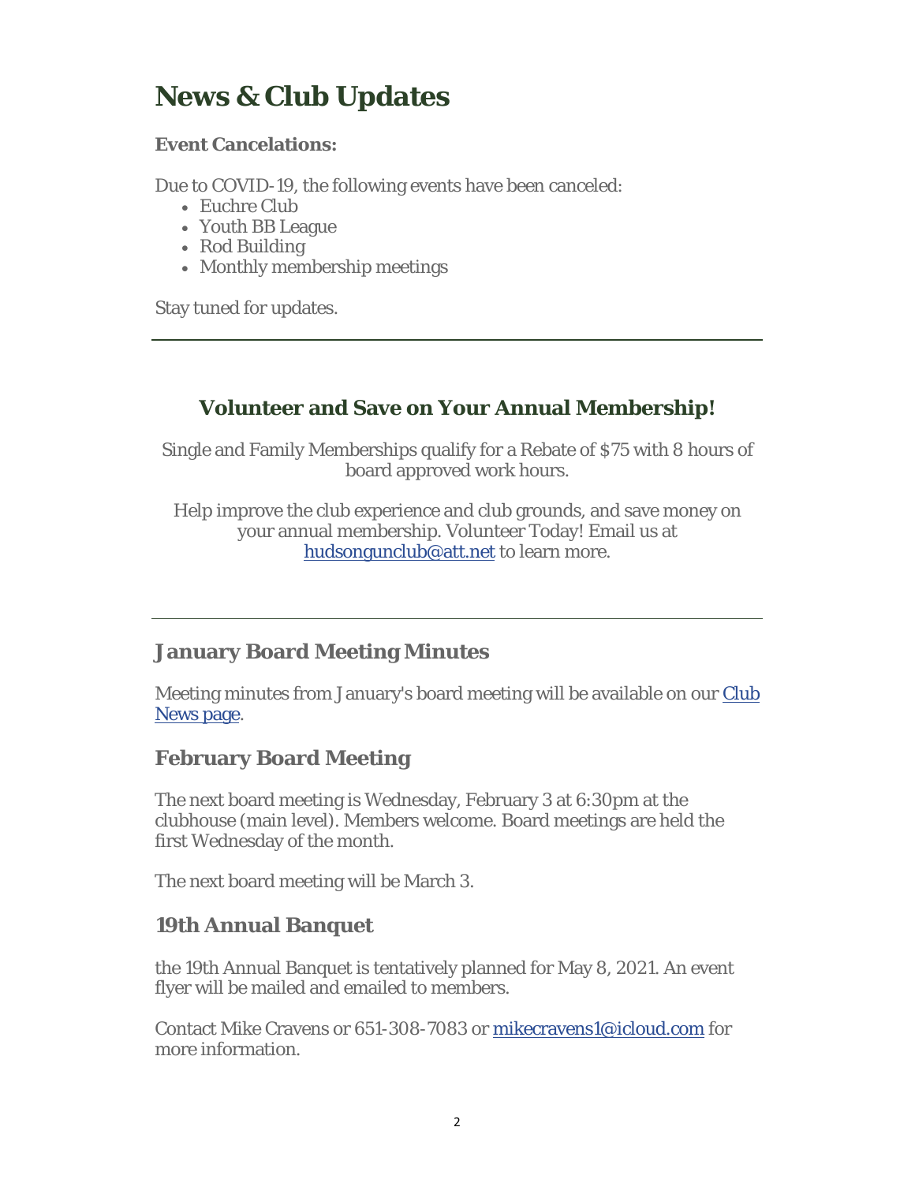# News & Club Updates

**Event Cancelations:**

Due to COVID-19, the following events have been canceled:

- Euchre Club
- Youth BB League
- Rod Building
- Monthly membership meetings

Stay tuned for updates.

---

## Volunteer and Save on Your Annual Membership!

Single and Family Memberships qualify for a Rebate of $75 with 8 hours of board approved work hours.

Help improve the club experience and club grounds, and save money on your annual membership. Volunteer Today! Email us at hudsongunclub@att.net to learn more.

---

## January Board Meeting Minutes

Meeting minutes from January's board meeting will be available on our Club News page.

## February Board Meeting

The next board meeting is Wednesday, February 3 at 6:30pm at the clubhouse (main level). Members welcome. Board meetings are held the first Wednesday of the month.

The next board meeting will be March 3.

## 19th Annual Banquet

the 19th Annual Banquet is tentatively planned for May 8, 2021. An event flyer will be mailed and emailed to members.

Contact Mike Cravens or 651-308-7083 or mikecravens1@icloud.com for more information.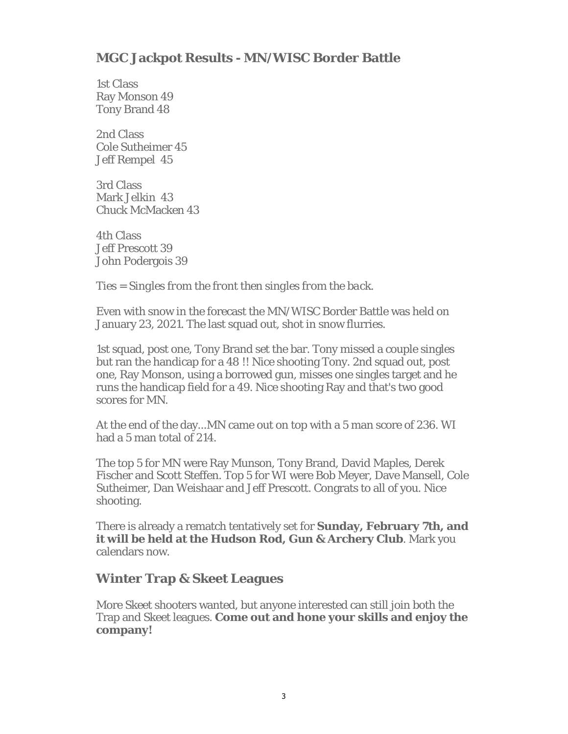## MGC Jackpot Results - MN/WISC Border Battle

1st Class
Ray Monson 49
Tony Brand 48

2nd Class
Cole Sutheimer 45
Jeff Rempel 45

3rd Class
Mark Jelkin 43
Chuck McMacken 43

4th Class
Jeff Prescott 39
John Podergois 39

*Ties = Singles from the front then singles from the back.*

Even with snow in the forecast the MN/WISC Border Battle was held on January 23, 2021. The last squad out, shot in snow flurries.

1st squad, post one, Tony Brand set the bar. Tony missed a couple singles but ran the handicap for a 48 !! Nice shooting Tony. 2nd squad out, post one, Ray Monson, using a borrowed gun, misses one singles target and he runs the handicap field for a 49. Nice shooting Ray and that's two good scores for MN.

At the end of the day...MN came out on top with a 5 man score of 236. WI had a 5 man total of 214.

The top 5 for MN were Ray Munson, Tony Brand, David Maples, Derek Fischer and Scott Steffen. Top 5 for WI were Bob Meyer, Dave Mansell, Cole Sutheimer, Dan Weishaar and Jeff Prescott. Congrats to all of you. Nice shooting.

There is already a rematch tentatively set for **Sunday, February 7th, and it will be held at the Hudson Rod, Gun & Archery Club**. Mark you calendars now.

## Winter Trap & Skeet Leagues

More Skeet shooters wanted, but anyone interested can still join both the Trap and Skeet leagues. **Come out and hone your skills and enjoy the company!**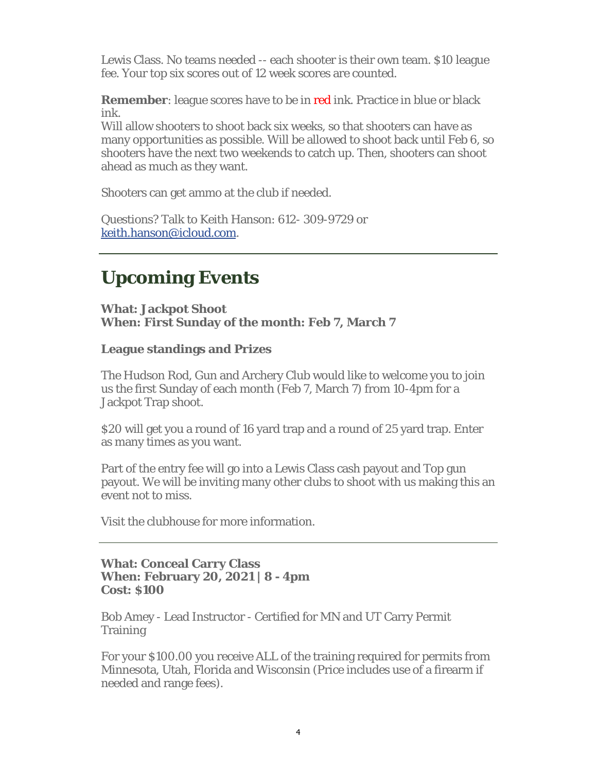Lewis Class. No teams needed -- each shooter is their own team. $10 league fee. Your top six scores out of 12 week scores are counted.

**Remember**: league scores have to be in red ink. Practice in blue or black ink.
Will allow shooters to shoot back six weeks, so that shooters can have as many opportunities as possible. Will be allowed to shoot back until Feb 6, so shooters have the next two weekends to catch up. Then, shooters can shoot ahead as much as they want.

Shooters can get ammo at the club if needed.

Questions? Talk to Keith Hanson: 612- 309-9729 or [keith.hanson@icloud.com](mailto:keith.hanson@icloud.com).

---

## Upcoming Events

**What: Jackpot Shoot**
**When: First Sunday of the month: Feb 7, March 7**

**League standings and Prizes**

The Hudson Rod, Gun and Archery Club would like to welcome you to join us the first Sunday of each month (Feb 7, March 7) from 10-4pm for a Jackpot Trap shoot.

$20 will get you a round of 16 yard trap and a round of 25 yard trap. Enter as many times as you want.

Part of the entry fee will go into a Lewis Class cash payout and Top gun payout. We will be inviting many other clubs to shoot with us making this an event not to miss.

Visit the clubhouse for more information.

---

**What: Conceal Carry Class**
**When: February 20, 2021 | 8 - 4pm**
**Cost: $100**

Bob Amey - Lead Instructor - Certified for MN and UT Carry Permit Training

For your $100.00 you receive ALL of the training required for permits from Minnesota, Utah, Florida and Wisconsin (Price includes use of a firearm if needed and range fees).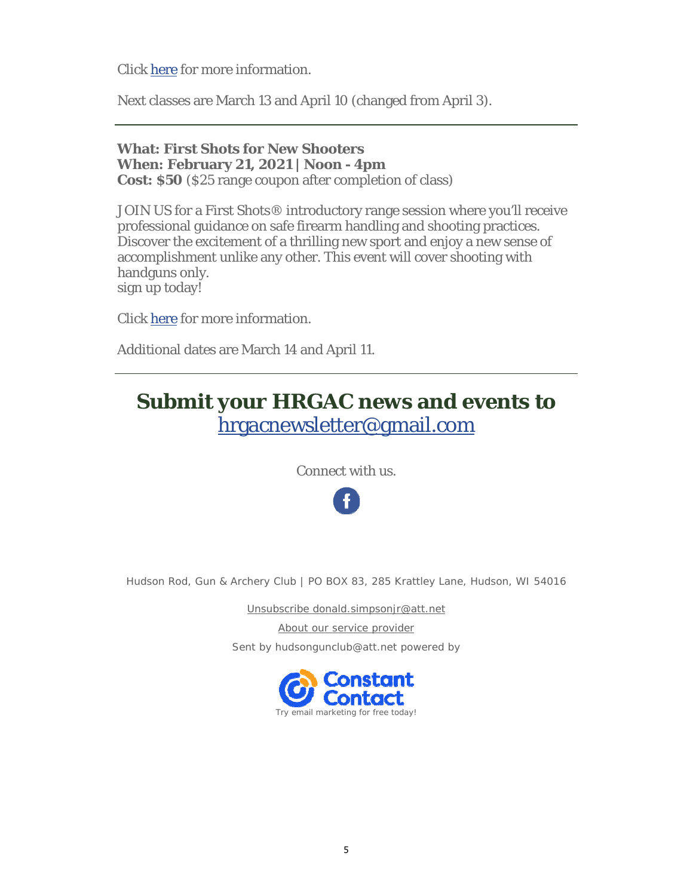Click here for more information.

Next classes are March 13 and April 10 (changed from April 3).

---

**What: First Shots for New Shooters**
**When: February 21, 2021 | Noon - 4pm**
**Cost: $50** ($25 range coupon after completion of class)

JOIN US for a First Shots® introductory range session where you'll receive professional guidance on safe firearm handling and shooting practices. Discover the excitement of a thrilling new sport and enjoy a new sense of accomplishment unlike any other. This event will cover shooting with handguns only.
sign up today!

Click here for more information.

Additional dates are March 14 and April 11.

---

## Submit your HRGAC news and events to hrgacnewsletter@gmail.com

Connect with us.

Hudson Rod, Gun & Archery Club | PO BOX 83, 285 Krattley Lane, Hudson, WI 54016

Unsubscribe donald.simpsonjr@att.net

About our service provider

Sent by hudsongunclub@att.net powered by

Constant Contact
Try email marketing for free today!